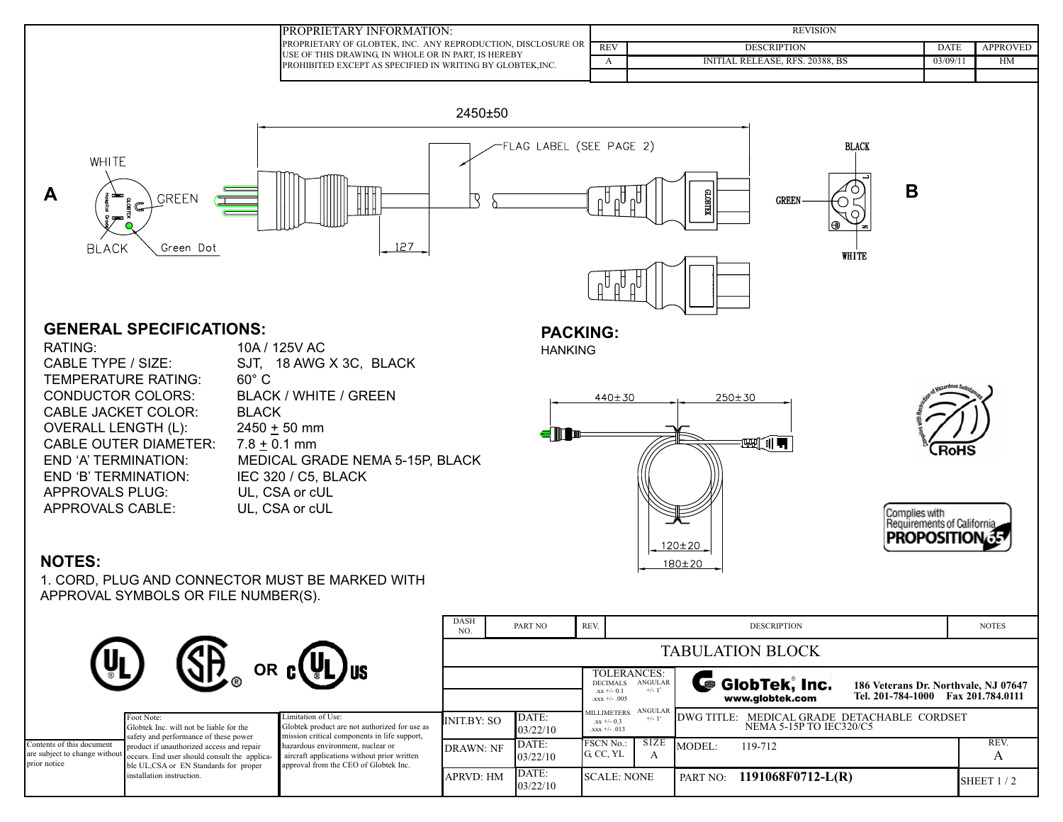PROPRIETARY INFORMATION:
PROPRIETARY OF GLOBTEK, INC. ANY REPRODUCTION, DISCLOSURE OR USE OF THIS DRAWING, IN WHOLE OR IN PART, IS HEREBY PROHIBITED EXCEPT AS SPECIFIED IN WRITING BY GLOBTEK,INC.

| REVISION | | | |
|---|---|---|---|
| REV | DESCRIPTION | DATE | APPROVED |
| A | INITIAL RELEASE, RFS. 20388, BS | 03/09/11 | HM |

2450±50

FLAG LABEL (SEE PAGE 2)

A: WHITE, GREEN, BLACK, Green Dot

127

B: BLACK, GREEN, WHITE

## GENERAL SPECIFICATIONS:

| | |
|---|---|
| RATING: | 10A / 125V AC |
| CABLE TYPE / SIZE: | SJT, 18 AWG X 3C, BLACK |
| TEMPERATURE RATING: | 60° C |
| CONDUCTOR COLORS: | BLACK / WHITE / GREEN |
| CABLE JACKET COLOR: | BLACK |
| OVERALL LENGTH (L): | 2450 ± 50 mm |
| CABLE OUTER DIAMETER: | 7.8 ± 0.1 mm |
| END 'A' TERMINATION: | MEDICAL GRADE NEMA 5-15P, BLACK |
| END 'B' TERMINATION: | IEC 320 / C5, BLACK |
| APPROVALS PLUG: | UL, CSA or cUL |
| APPROVALS CABLE: | UL, CSA or cUL |

## PACKING:

HANKING

440±30 250±30

120±20

180±20

## NOTES:

1. CORD, PLUG AND CONNECTOR MUST BE MARKED WITH APPROVAL SYMBOLS OR FILE NUMBER(S).

OR

Contents of this document are subject to change without prior notice

Foot Note: Globtek Inc. will not be liable for the safety and performance of these power product if unauthorized access and repair occurs. End user should consult the applicable UL,CSA or EN Standards for proper installation instruction.

Limitation of Use: Globtek product are not authorized for use as mission critical components in life support, hazardous environment, nuclear or aircraft applications without prior written approval from the CEO of Globtek Inc.

| DASH NO. | PART NO | REV. | DESCRIPTION | NOTES |
|---|---|---|---|---|
| TABULATION BLOCK | | | | |

TOLERANCES: DECIMALS .xx +/- 0.1, .xxx +/- .005; ANGULAR +/- 1°
MILLIMETERS .xx +/- 0.3, .xxx +/- .013; ANGULAR +/- 1°

GlobTek, Inc. www.globtek.com — 186 Veterans Dr. Northvale, NJ 07647 Tel. 201-784-1000 Fax 201.784.0111

| | | | |
|---|---|---|---|
| INIT.BY: SO | DATE: 03/22/10 | | DWG TITLE: MEDICAL GRADE DETACHABLE CORDSET NEMA 5-15P TO IEC320/C5 |
| DRAWN: NF | DATE: 03/22/10 | FSCN No.: G, CC, YL — SIZE A | MODEL: 119-712 — REV. A |
| APRVD: HM | DATE: 03/22/10 | SCALE: NONE | PART NO: 1191068F0712-L(R) — SHEET 1 / 2 |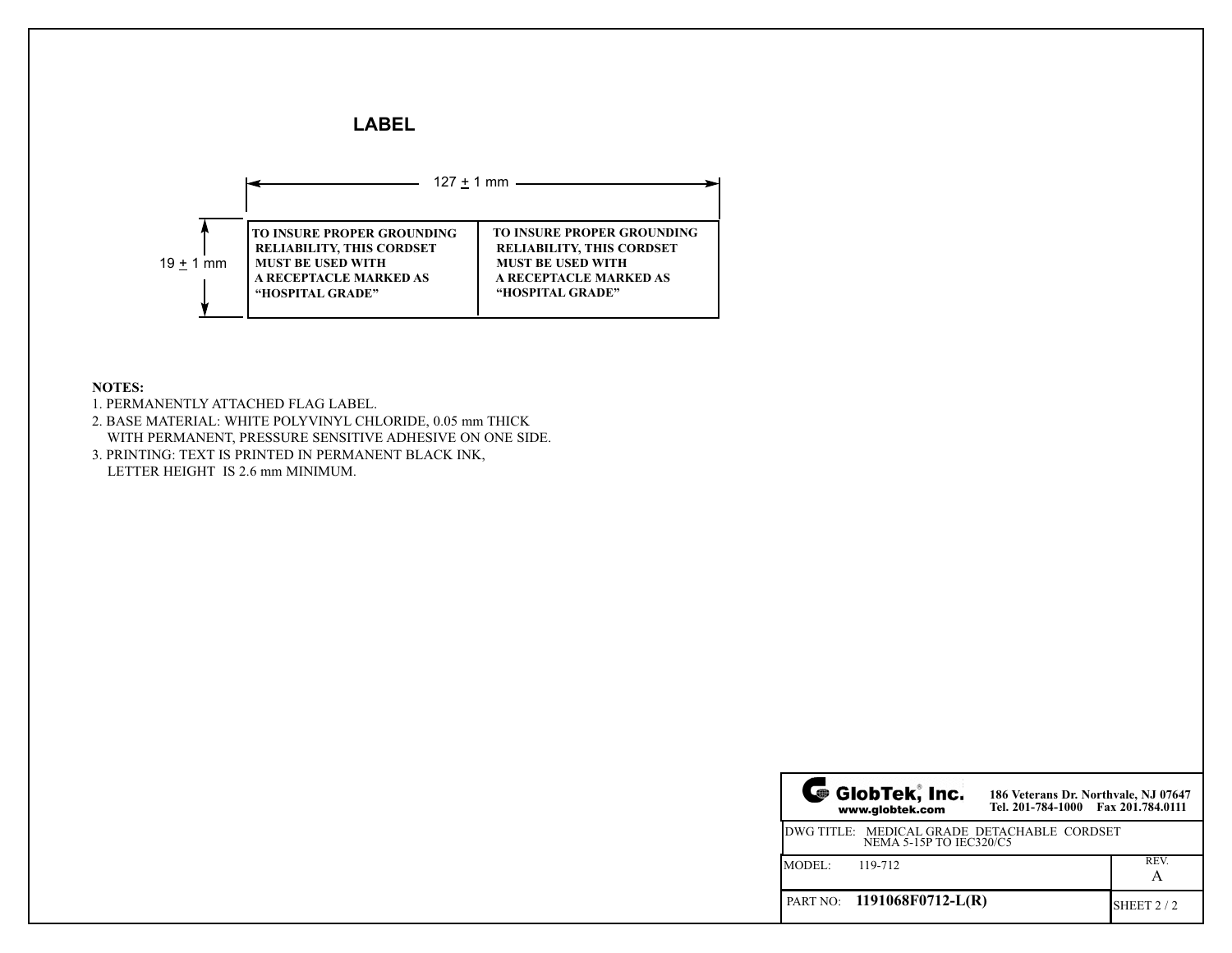## LABEL

127 ± 1 mm

19 ± 1 mm

| | |
|---|---|
| TO INSURE PROPER GROUNDING RELIABILITY, THIS CORDSET MUST BE USED WITH A RECEPTACLE MARKED AS "HOSPITAL GRADE" | TO INSURE PROPER GROUNDING RELIABILITY, THIS CORDSET MUST BE USED WITH A RECEPTACLE MARKED AS "HOSPITAL GRADE" |

**NOTES:**

1. PERMANENTLY ATTACHED FLAG LABEL.
2. BASE MATERIAL: WHITE POLYVINYL CHLORIDE, 0.05 mm THICK WITH PERMANENT, PRESSURE SENSITIVE ADHESIVE ON ONE SIDE.
3. PRINTING: TEXT IS PRINTED IN PERMANENT BLACK INK, LETTER HEIGHT IS 2.6 mm MINIMUM.

| | |
|---|---|
| **GlobTek, Inc.** www.globtek.com | **186 Veterans Dr. Northvale, NJ 07647 Tel. 201-784-1000 Fax 201.784.0111** |
| DWG TITLE: MEDICAL GRADE DETACHABLE CORDSET NEMA 5-15P TO IEC320/C5 | |
| MODEL: 119-712 | REV. A |
| PART NO: **1191068F0712-L(R)** | SHEET 2 / 2 |